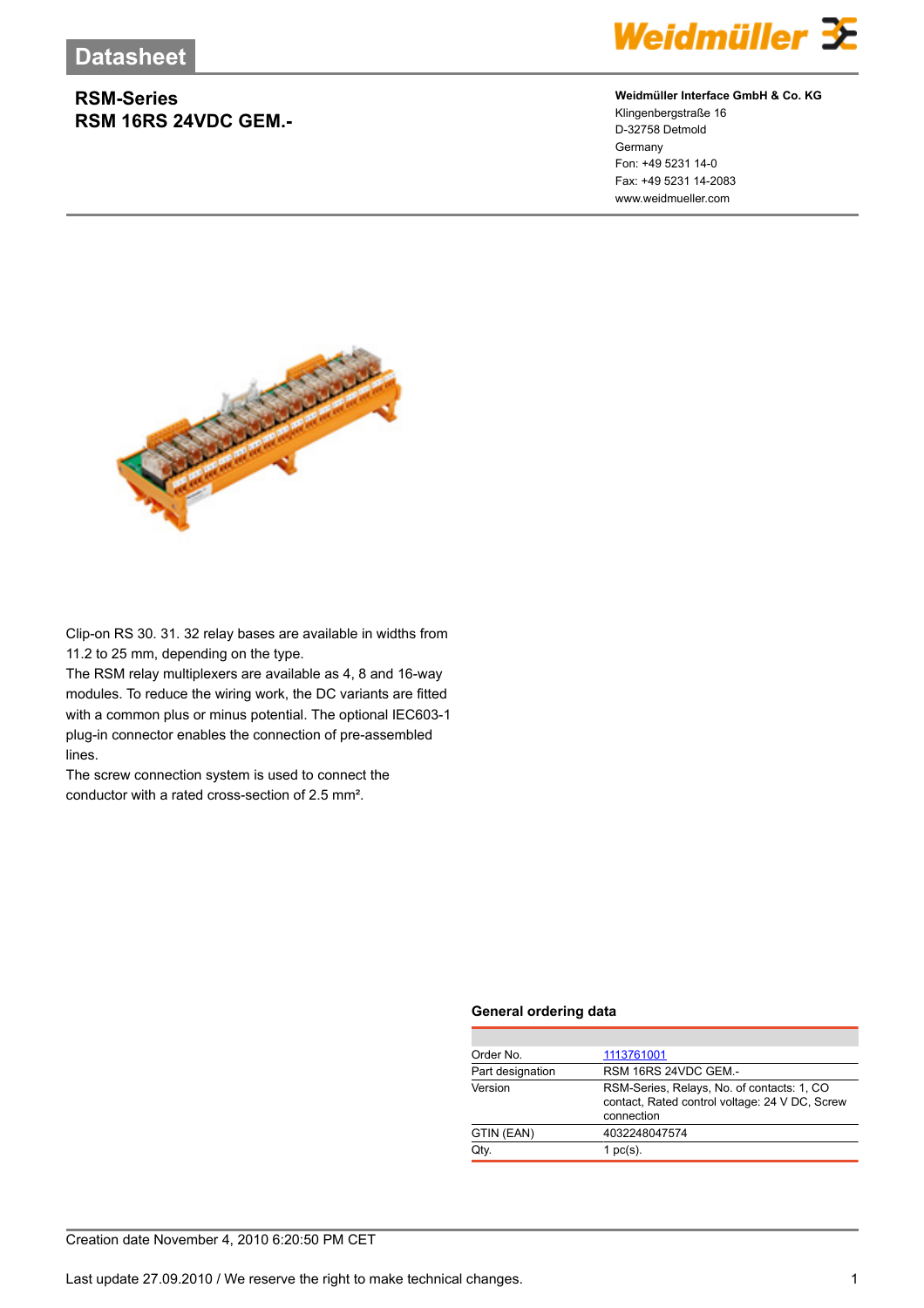# Datasheet

## RSM-Series
## RSM 16RS 24VDC GEM.-

**Weidmüller Interface GmbH & Co. KG**
Klingenbergstraße 16
D-32758 Detmold
Germany
Fon: +49 5231 14-0
Fax: +49 5231 14-2083
www.weidmueller.com

Clip-on RS 30. 31. 32 relay bases are available in widths from 11.2 to 25 mm, depending on the type.
The RSM relay multiplexers are available as 4, 8 and 16-way modules. To reduce the wiring work, the DC variants are fitted with a common plus or minus potential. The optional IEC603-1 plug-in connector enables the connection of pre-assembled lines.
The screw connection system is used to connect the conductor with a rated cross-section of 2.5 mm².

### General ordering data

| | |
|---|---|
| Order No. | 1113761001 |
| Part designation | RSM 16RS 24VDC GEM.- |
| Version | RSM-Series, Relays, No. of contacts: 1, CO contact, Rated control voltage: 24 V DC, Screw connection |
| GTIN (EAN) | 4032248047574 |
| Qty. | 1 pc(s). |

Creation date November 4, 2010 6:20:50 PM CET

Last update 27.09.2010 / We reserve the right to make technical changes.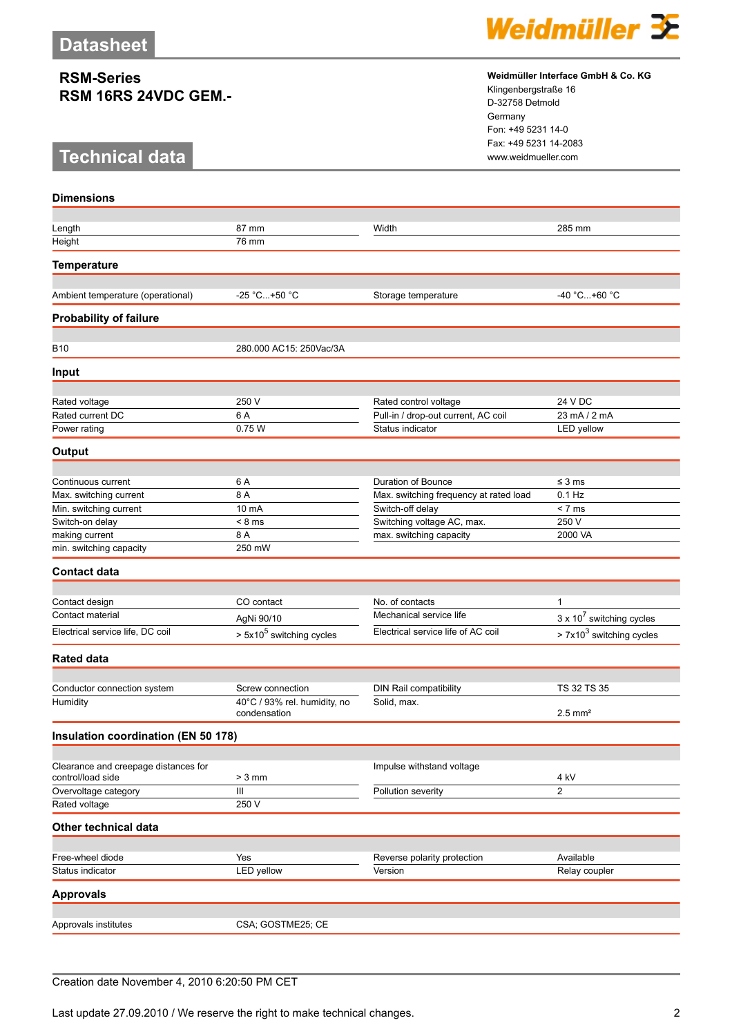# Datasheet

## RSM-Series
## RSM 16RS 24VDC GEM.-

**Weidmüller Interface GmbH & Co. KG**
Klingenbergstraße 16
D-32758 Detmold
Germany
Fon: +49 5231 14-0
Fax: +49 5231 14-2083
www.weidmueller.com

# Technical data

### Dimensions

| | | | |
|---|---|---|---|
| Length | 87 mm | Width | 285 mm |
| Height | 76 mm | | |

### Temperature

| | | | |
|---|---|---|---|
| Ambient temperature (operational) | -25 °C...+50 °C | Storage temperature | -40 °C...+60 °C |

### Probability of failure

| | |
|---|---|
| B10 | 280.000 AC15: 250Vac/3A |

### Input

| | | | |
|---|---|---|---|
| Rated voltage | 250 V | Rated control voltage | 24 V DC |
| Rated current DC | 6 A | Pull-in / drop-out current, AC coil | 23 mA / 2 mA |
| Power rating | 0.75 W | Status indicator | LED yellow |

### Output

| | | | |
|---|---|---|---|
| Continuous current | 6 A | Duration of Bounce | ≤ 3 ms |
| Max. switching current | 8 A | Max. switching frequency at rated load | 0.1 Hz |
| Min. switching current | 10 mA | Switch-off delay | < 7 ms |
| Switch-on delay | < 8 ms | Switching voltage AC, max. | 250 V |
| making current | 8 A | max. switching capacity | 2000 VA |
| min. switching capacity | 250 mW | | |

### Contact data

| | | | |
|---|---|---|---|
| Contact design | CO contact | No. of contacts | 1 |
| Contact material | AgNi 90/10 | Mechanical service life | 3 x $10^7$ switching cycles |
| Electrical service life, DC coil | > 5x$10^5$ switching cycles | Electrical service life of AC coil | > 7x$10^3$ switching cycles |

### Rated data

| | | | |
|---|---|---|---|
| Conductor connection system | Screw connection | DIN Rail compatibility | TS 32 TS 35 |
| Humidity | 40°C / 93% rel. humidity, no condensation | Solid, max. | 2.5 mm² |

### Insulation coordination (EN 50 178)

| | | | |
|---|---|---|---|
| Clearance and creepage distances for control/load side | > 3 mm | Impulse withstand voltage | 4 kV |
| Overvoltage category | III | Pollution severity | 2 |
| Rated voltage | 250 V | | |

### Other technical data

| | | | |
|---|---|---|---|
| Free-wheel diode | Yes | Reverse polarity protection | Available |
| Status indicator | LED yellow | Version | Relay coupler |

### Approvals

| | |
|---|---|
| Approvals institutes | CSA; GOSTME25; CE |

Creation date November 4, 2010 6:20:50 PM CET

Last update 27.09.2010 / We reserve the right to make technical changes.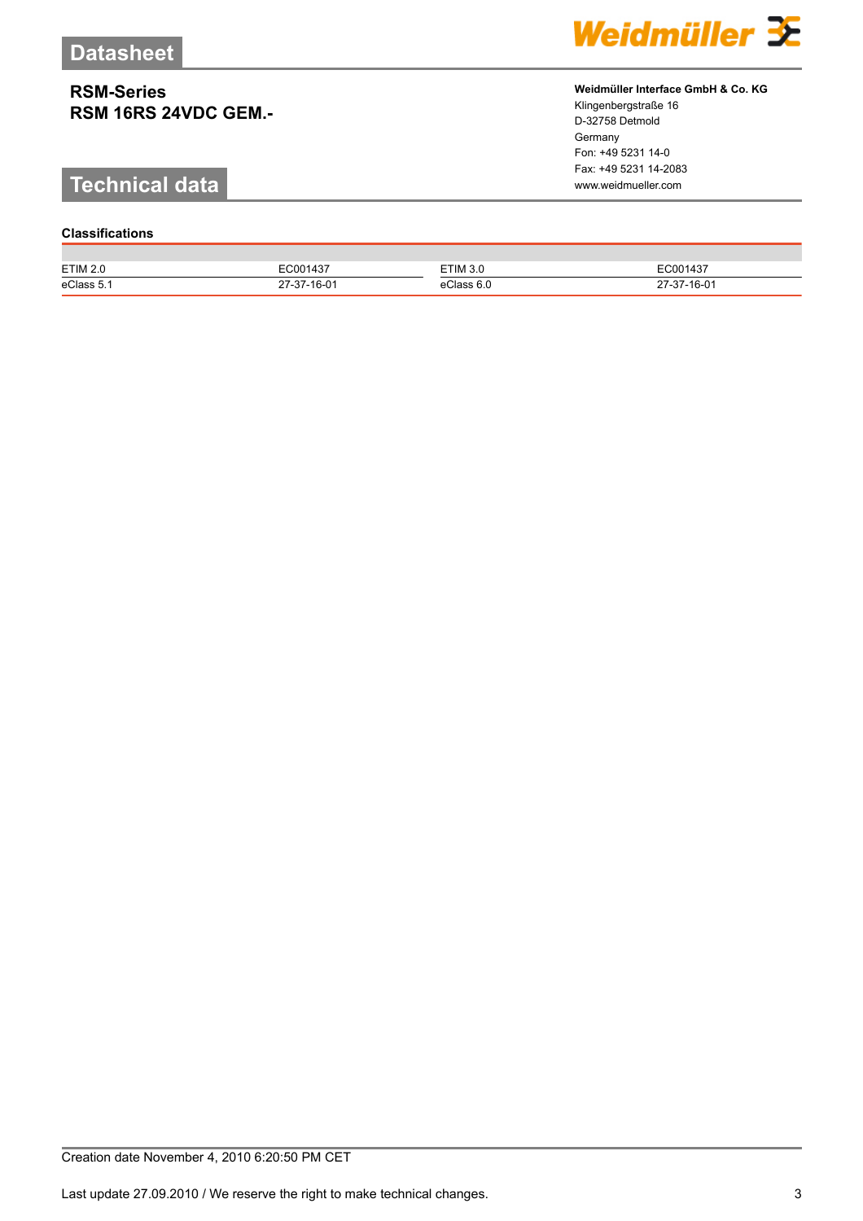# Datasheet

## RSM-Series
## RSM 16RS 24VDC GEM.-

**Weidmüller Interface GmbH & Co. KG**
Klingenbergstraße 16
D-32758 Detmold
Germany
Fon: +49 5231 14-0
Fax: +49 5231 14-2083
www.weidmueller.com

# Technical data

### Classifications

| | | | |
|---|---|---|---|
| ETIM 2.0 | EC001437 | ETIM 3.0 | EC001437 |
| eClass 5.1 | 27-37-16-01 | eClass 6.0 | 27-37-16-01 |

Creation date November 4, 2010 6:20:50 PM CET

Last update 27.09.2010 / We reserve the right to make technical changes.